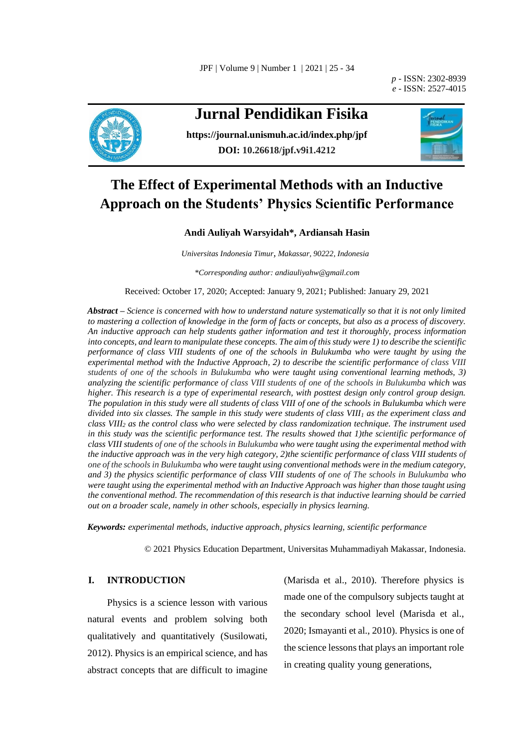# Jurnal Pendidikan Fisika

https://journal.unismuh.ac.id/index.php/jpf

**DOI: 10.26618/jpf.v9i1.4212**

p - ISSN: 2302-8939
e - ISSN: 2527-4015

# The Effect of Experimental Methods with an Inductive Approach on the Students' Physics Scientific Performance

**Andi Auliyah Warsyidah\*, Ardiansah Hasin**

*Universitas Indonesia Timur, Makassar, 90222, Indonesia*

*\*Corresponding author: andiauliyahw@gmail.com*

Received: October 17, 2020; Accepted: January 9, 2021; Published: January 29, 2021

***Abstract*** *– Science is concerned with how to understand nature systematically so that it is not only limited to mastering a collection of knowledge in the form of facts or concepts, but also as a process of discovery. An inductive approach can help students gather information and test it thoroughly, process information into concepts, and learn to manipulate these concepts. The aim of this study were 1) to describe the scientific performance of class VIII students of one of the schools in Bulukumba who were taught by using the experimental method with the Inductive Approach, 2) to describe the scientific performance of class VIII students of one of the schools in Bulukumba who were taught using conventional learning methods, 3) analyzing the scientific performance of class VIII students of one of the schools in Bulukumba which was higher. This research is a type of experimental research, with posttest design only control group design. The population in this study were all students of class VIII of one of the schools in Bulukumba which were divided into six classes. The sample in this study were students of class* $VIII_1$ *as the experiment class and class* $VIII_2$ *as the control class who were selected by class randomization technique. The instrument used in this study was the scientific performance test. The results showed that 1)the scientific performance of class VIII students of one of the schools in Bulukumba who were taught using the experimental method with the inductive approach was in the very high category, 2)the scientific performance of class VIII students of one of the schools in Bulukumba who were taught using conventional methods were in the medium category, and 3) the physics scientific performance of class VIII students of one of The schools in Bulukumba who were taught using the experimental method with an Inductive Approach was higher than those taught using the conventional method. The recommendation of this research is that inductive learning should be carried out on a broader scale, namely in other schools, especially in physics learning.*

***Keywords:*** *experimental methods, inductive approach, physics learning, scientific performance*

© 2021 Physics Education Department, Universitas Muhammadiyah Makassar, Indonesia.

## I. INTRODUCTION

Physics is a science lesson with various natural events and problem solving both qualitatively and quantitatively (Susilowati, 2012). Physics is an empirical science, and has abstract concepts that are difficult to imagine (Marisda et al., 2010). Therefore physics is made one of the compulsory subjects taught at the secondary school level (Marisda et al., 2020; Ismayanti et al., 2010). Physics is one of the science lessons that plays an important role in creating quality young generations,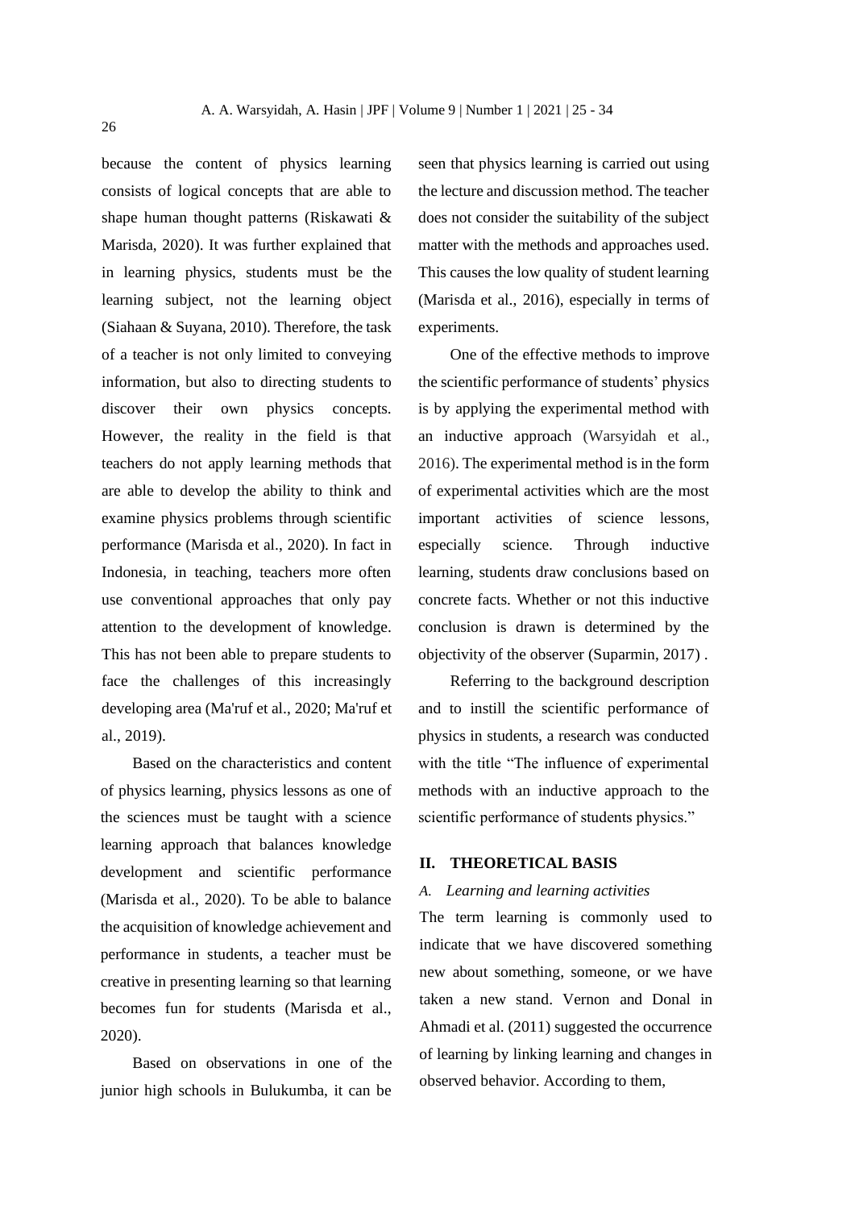because the content of physics learning consists of logical concepts that are able to shape human thought patterns (Riskawati & Marisda, 2020). It was further explained that in learning physics, students must be the learning subject, not the learning object (Siahaan & Suyana, 2010). Therefore, the task of a teacher is not only limited to conveying information, but also to directing students to discover their own physics concepts. However, the reality in the field is that teachers do not apply learning methods that are able to develop the ability to think and examine physics problems through scientific performance (Marisda et al., 2020). In fact in Indonesia, in teaching, teachers more often use conventional approaches that only pay attention to the development of knowledge. This has not been able to prepare students to face the challenges of this increasingly developing area (Ma'ruf et al., 2020; Ma'ruf et al., 2019).

Based on the characteristics and content of physics learning, physics lessons as one of the sciences must be taught with a science learning approach that balances knowledge development and scientific performance (Marisda et al., 2020). To be able to balance the acquisition of knowledge achievement and performance in students, a teacher must be creative in presenting learning so that learning becomes fun for students (Marisda et al., 2020).

Based on observations in one of the junior high schools in Bulukumba, it can be seen that physics learning is carried out using the lecture and discussion method. The teacher does not consider the suitability of the subject matter with the methods and approaches used. This causes the low quality of student learning (Marisda et al., 2016), especially in terms of experiments.

One of the effective methods to improve the scientific performance of students' physics is by applying the experimental method with an inductive approach (Warsyidah et al., 2016). The experimental method is in the form of experimental activities which are the most important activities of science lessons, especially science. Through inductive learning, students draw conclusions based on concrete facts. Whether or not this inductive conclusion is drawn is determined by the objectivity of the observer (Suparmin, 2017) .

Referring to the background description and to instill the scientific performance of physics in students, a research was conducted with the title "The influence of experimental methods with an inductive approach to the scientific performance of students physics."

## II. THEORETICAL BASIS

### *A. Learning and learning activities*

The term learning is commonly used to indicate that we have discovered something new about something, someone, or we have taken a new stand. Vernon and Donal in Ahmadi et al. (2011) suggested the occurrence of learning by linking learning and changes in observed behavior. According to them,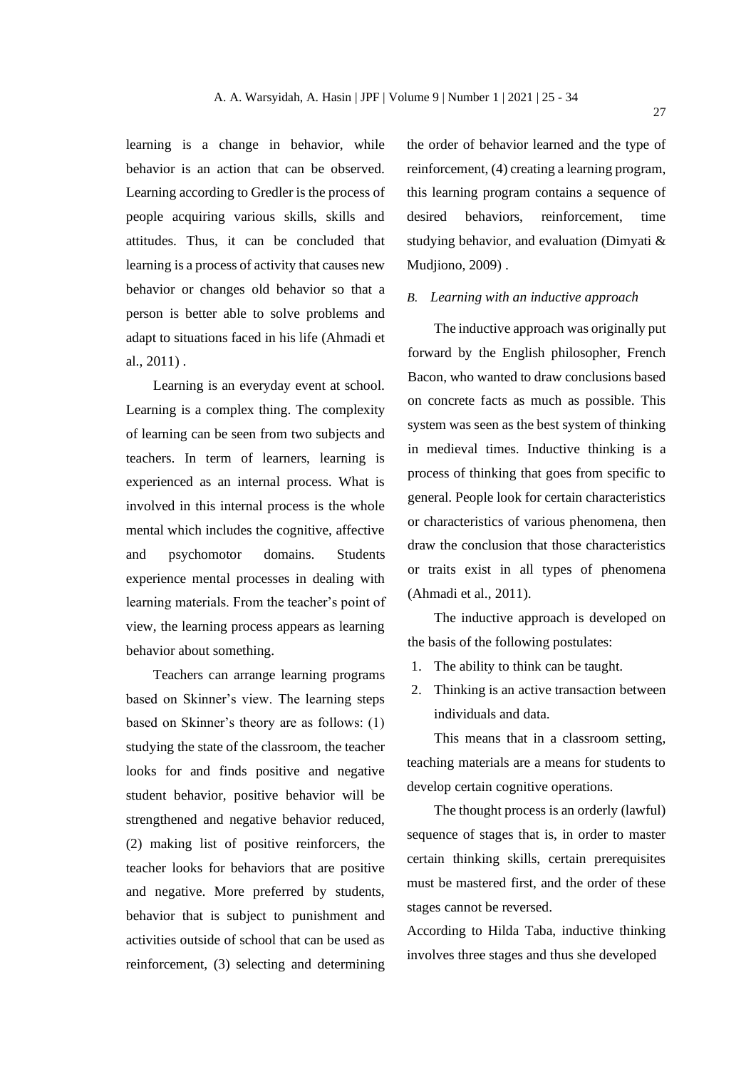learning is a change in behavior, while behavior is an action that can be observed. Learning according to Gredler is the process of people acquiring various skills, skills and attitudes. Thus, it can be concluded that learning is a process of activity that causes new behavior or changes old behavior so that a person is better able to solve problems and adapt to situations faced in his life (Ahmadi et al., 2011) .

Learning is an everyday event at school. Learning is a complex thing. The complexity of learning can be seen from two subjects and teachers. In term of learners, learning is experienced as an internal process. What is involved in this internal process is the whole mental which includes the cognitive, affective and psychomotor domains. Students experience mental processes in dealing with learning materials. From the teacher's point of view, the learning process appears as learning behavior about something.

Teachers can arrange learning programs based on Skinner's view. The learning steps based on Skinner's theory are as follows: (1) studying the state of the classroom, the teacher looks for and finds positive and negative student behavior, positive behavior will be strengthened and negative behavior reduced, (2) making list of positive reinforcers, the teacher looks for behaviors that are positive and negative. More preferred by students, behavior that is subject to punishment and activities outside of school that can be used as reinforcement, (3) selecting and determining the order of behavior learned and the type of reinforcement, (4) creating a learning program, this learning program contains a sequence of desired behaviors, reinforcement, time studying behavior, and evaluation (Dimyati & Mudjiono, 2009) .

### *B. Learning with an inductive approach*

The inductive approach was originally put forward by the English philosopher, French Bacon, who wanted to draw conclusions based on concrete facts as much as possible. This system was seen as the best system of thinking in medieval times. Inductive thinking is a process of thinking that goes from specific to general. People look for certain characteristics or characteristics of various phenomena, then draw the conclusion that those characteristics or traits exist in all types of phenomena (Ahmadi et al., 2011).

The inductive approach is developed on the basis of the following postulates:

1. The ability to think can be taught.
2. Thinking is an active transaction between individuals and data.

This means that in a classroom setting, teaching materials are a means for students to develop certain cognitive operations.

The thought process is an orderly (lawful) sequence of stages that is, in order to master certain thinking skills, certain prerequisites must be mastered first, and the order of these stages cannot be reversed.

According to Hilda Taba, inductive thinking involves three stages and thus she developed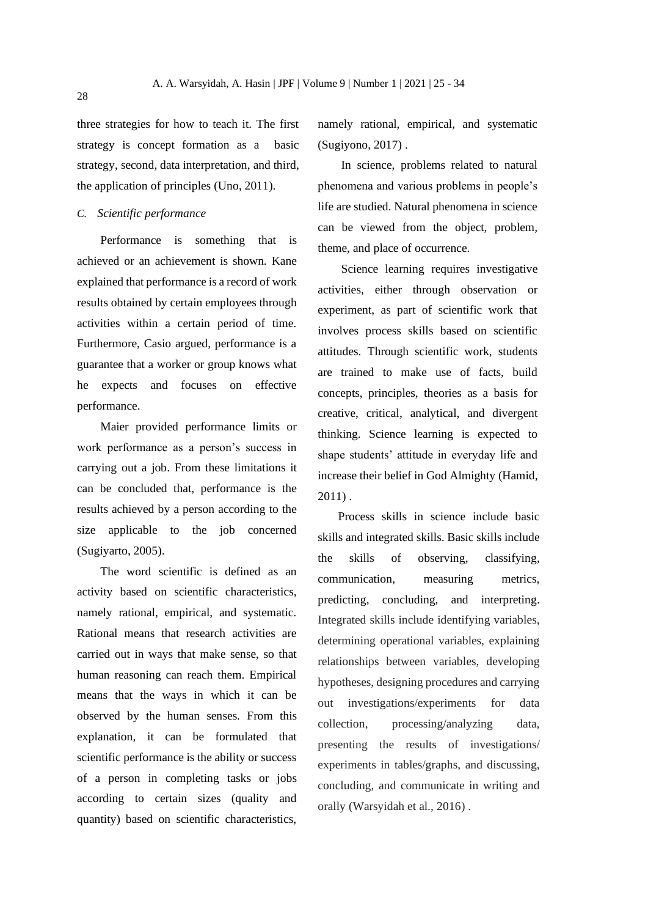three strategies for how to teach it. The first strategy is concept formation as a basic strategy, second, data interpretation, and third, the application of principles (Uno, 2011).

### *C. Scientific performance*

Performance is something that is achieved or an achievement is shown. Kane explained that performance is a record of work results obtained by certain employees through activities within a certain period of time. Furthermore, Casio argued, performance is a guarantee that a worker or group knows what he expects and focuses on effective performance.

Maier provided performance limits or work performance as a person's success in carrying out a job. From these limitations it can be concluded that, performance is the results achieved by a person according to the size applicable to the job concerned (Sugiyarto, 2005).

The word scientific is defined as an activity based on scientific characteristics, namely rational, empirical, and systematic. Rational means that research activities are carried out in ways that make sense, so that human reasoning can reach them. Empirical means that the ways in which it can be observed by the human senses. From this explanation, it can be formulated that scientific performance is the ability or success of a person in completing tasks or jobs according to certain sizes (quality and quantity) based on scientific characteristics, namely rational, empirical, and systematic (Sugiyono, 2017) .

In science, problems related to natural phenomena and various problems in people's life are studied. Natural phenomena in science can be viewed from the object, problem, theme, and place of occurrence.

Science learning requires investigative activities, either through observation or experiment, as part of scientific work that involves process skills based on scientific attitudes. Through scientific work, students are trained to make use of facts, build concepts, principles, theories as a basis for creative, critical, analytical, and divergent thinking. Science learning is expected to shape students' attitude in everyday life and increase their belief in God Almighty (Hamid, 2011) .

Process skills in science include basic skills and integrated skills. Basic skills include the skills of observing, classifying, communication, measuring metrics, predicting, concluding, and interpreting. Integrated skills include identifying variables, determining operational variables, explaining relationships between variables, developing hypotheses, designing procedures and carrying out investigations/experiments for data collection, processing/analyzing data, presenting the results of investigations/ experiments in tables/graphs, and discussing, concluding, and communicate in writing and orally (Warsyidah et al., 2016) .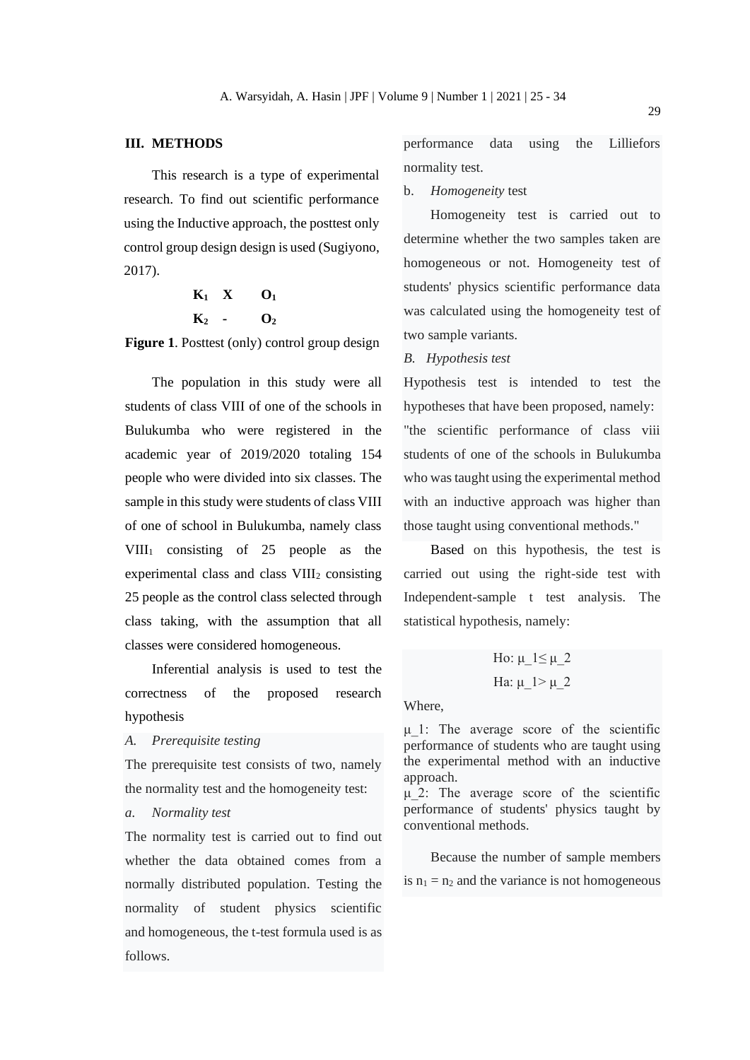## III. METHODS

This research is a type of experimental research. To find out scientific performance using the Inductive approach, the posttest only control group design design is used (Sugiyono, 2017).

$$\begin{array}{lll} K_1 & X & O_1 \\ K_2 & - & O_2 \end{array}$$

**Figure 1**. Posttest (only) control group design

The population in this study were all students of class VIII of one of the schools in Bulukumba who were registered in the academic year of 2019/2020 totaling 154 people who were divided into six classes. The sample in this study were students of class VIII of one of school in Bulukumba, namely class $VIII_1$ consisting of 25 people as the experimental class and class $VIII_2$ consisting 25 people as the control class selected through class taking, with the assumption that all classes were considered homogeneous.

Inferential analysis is used to test the correctness of the proposed research hypothesis

*A. Prerequisite testing*

The prerequisite test consists of two, namely the normality test and the homogeneity test:

*a. Normality test*

The normality test is carried out to find out whether the data obtained comes from a normally distributed population. Testing the normality of student physics scientific performance data using the Lilliefors normality test.

b. *Homogeneity* test

Homogeneity test is carried out to determine whether the two samples taken are homogeneous or not. Homogeneity test of students' physics scientific performance data was calculated using the homogeneity test of two sample variants.

*B. Hypothesis test*

Hypothesis test is intended to test the hypotheses that have been proposed, namely: "the scientific performance of class viii students of one of the schools in Bulukumba who was taught using the experimental method with an inductive approach was higher than those taught using conventional methods."

Based on this hypothesis, the test is carried out using the right-side test with Independent-sample t test analysis. The statistical hypothesis, namely:

$$H_o: \mu_1 \leq \mu_2$$
$$H_a: \mu_1 > \mu_2$$

Where,

$\mu_1$: The average score of the scientific performance of students who are taught using the experimental method with an inductive approach.
$\mu_2$: The average score of the scientific performance of students' physics taught by conventional methods.

Because the number of sample members is $n_1 = n_2$ and the variance is not homogeneous and homogeneous, the t-test formula used is as follows.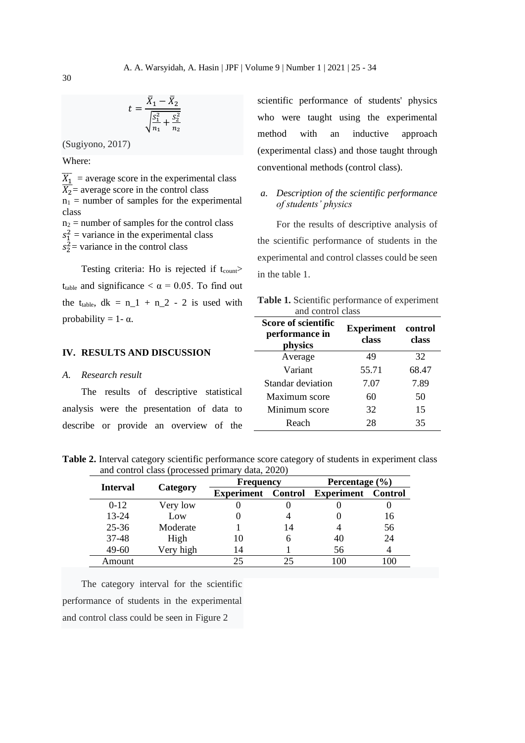$$t = \frac{\bar{X}_1 - \bar{X}_2}{\sqrt{\frac{s_1^2}{n_1} + \frac{s_2^2}{n_2}}}$$

(Sugiyono, 2017)

Where:

$\overline{X_1}$ = average score in the experimental class
$\overline{X_2}$ = average score in the control class
$n_1$ = number of samples for the experimental class
$n_2$ = number of samples for the control class
$s_1^2$ = variance in the experimental class
$s_2^2$ = variance in the control class

Testing criteria: Ho is rejected if $t_{count} > t_{table}$ and significance $< \alpha = 0.05$. To find out the $t_{table}$, dk = n_1 + n_2 - 2 is used with probability = 1- α.

## IV. RESULTS AND DISCUSSION

### A. *Research result*

The results of descriptive statistical analysis were the presentation of data to describe or provide an overview of the scientific performance of students' physics who were taught using the experimental method with an inductive approach (experimental class) and those taught through conventional methods (control class).

#### a. *Description of the scientific performance of students' physics*

For the results of descriptive analysis of the scientific performance of students in the experimental and control classes could be seen in the table 1.

**Table 1.** Scientific performance of experiment and control class

| Score of scientific performance in physics | Experiment class | control class |
|---|---|---|
| Average | 49 | 32 |
| Variant | 55.71 | 68.47 |
| Standar deviation | 7.07 | 7.89 |
| Maximum score | 60 | 50 |
| Minimum score | 32 | 15 |
| Reach | 28 | 35 |

**Table 2.** Interval category scientific performance score category of students in experiment class and control class (processed primary data, 2020)

| Interval | Category | Frequency | | Percentage (%) | |
|---|---|---|---|---|---|
| | | Experiment | Control | Experiment | Control |
| 0-12 | Very low | 0 | 0 | 0 | 0 |
| 13-24 | Low | 0 | 4 | 0 | 16 |
| 25-36 | Moderate | 1 | 14 | 4 | 56 |
| 37-48 | High | 10 | 6 | 40 | 24 |
| 49-60 | Very high | 14 | 1 | 56 | 4 |
| Amount | | 25 | 25 | 100 | 100 |

The category interval for the scientific performance of students in the experimental and control class could be seen in Figure 2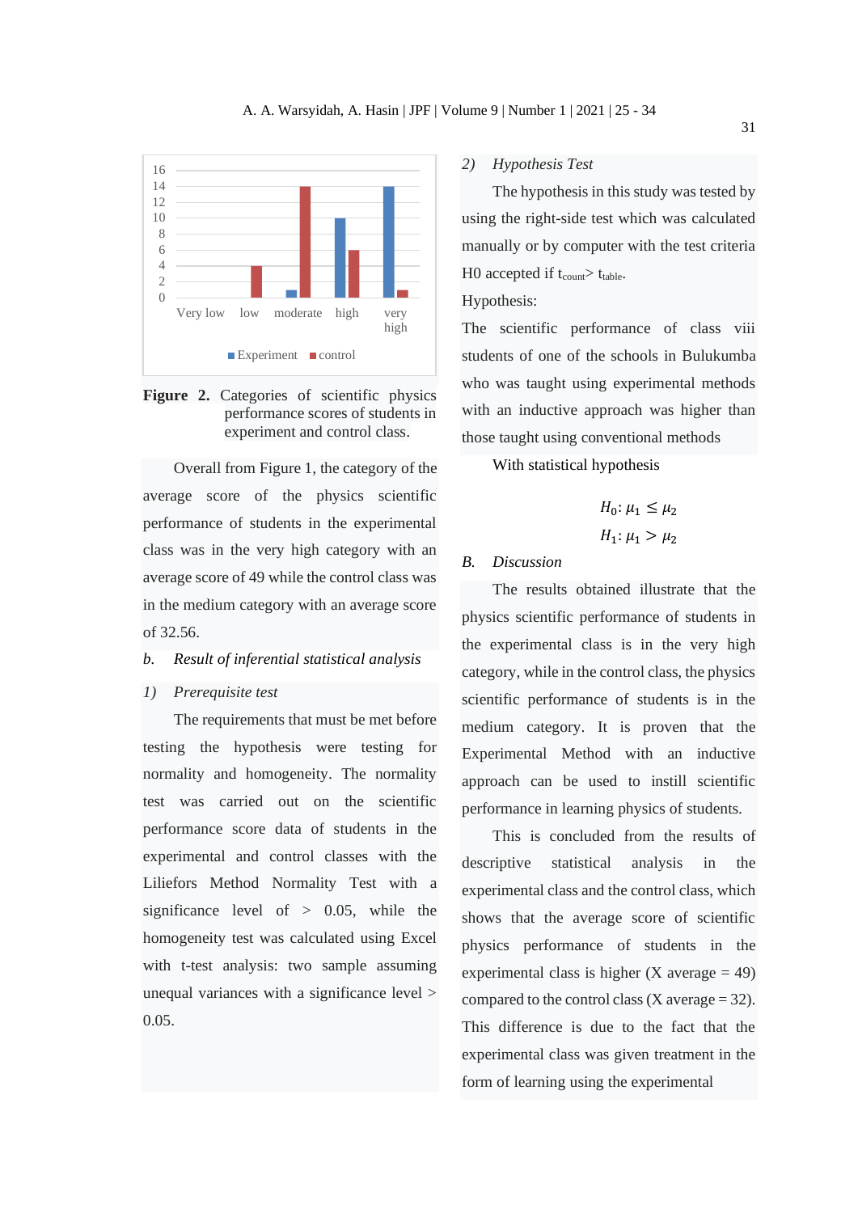**Figure 2.** Categories of scientific physics performance scores of students in experiment and control class.

Overall from Figure 1, the category of the average score of the physics scientific performance of students in the experimental class was in the very high category with an average score of 49 while the control class was in the medium category with an average score of 32.56.

### b. *Result of inferential statistical analysis*

#### 1) *Prerequisite test*

The requirements that must be met before testing the hypothesis were testing for normality and homogeneity. The normality test was carried out on the scientific performance score data of students in the experimental and control classes with the Liliefors Method Normality Test with a significance level of > 0.05, while the homogeneity test was calculated using Excel with t-test analysis: two sample assuming unequal variances with a significance level > 0.05.

#### 2) *Hypothesis Test*

The hypothesis in this study was tested by using the right-side test which was calculated manually or by computer with the test criteria H0 accepted if $t_{count} > t_{table}$.

Hypothesis:

The scientific performance of class viii students of one of the schools in Bulukumba who was taught using experimental methods with an inductive approach was higher than those taught using conventional methods

With statistical hypothesis

$$H_0: \mu_1 \leq \mu_2$$
$$H_1: \mu_1 > \mu_2$$

## B. *Discussion*

The results obtained illustrate that the physics scientific performance of students in the experimental class is in the very high category, while in the control class, the physics scientific performance of students is in the medium category. It is proven that the Experimental Method with an inductive approach can be used to instill scientific performance in learning physics of students.

This is concluded from the results of descriptive statistical analysis in the experimental class and the control class, which shows that the average score of scientific physics performance of students in the experimental class is higher (X average = 49) compared to the control class (X average = 32). This difference is due to the fact that the experimental class was given treatment in the form of learning using the experimental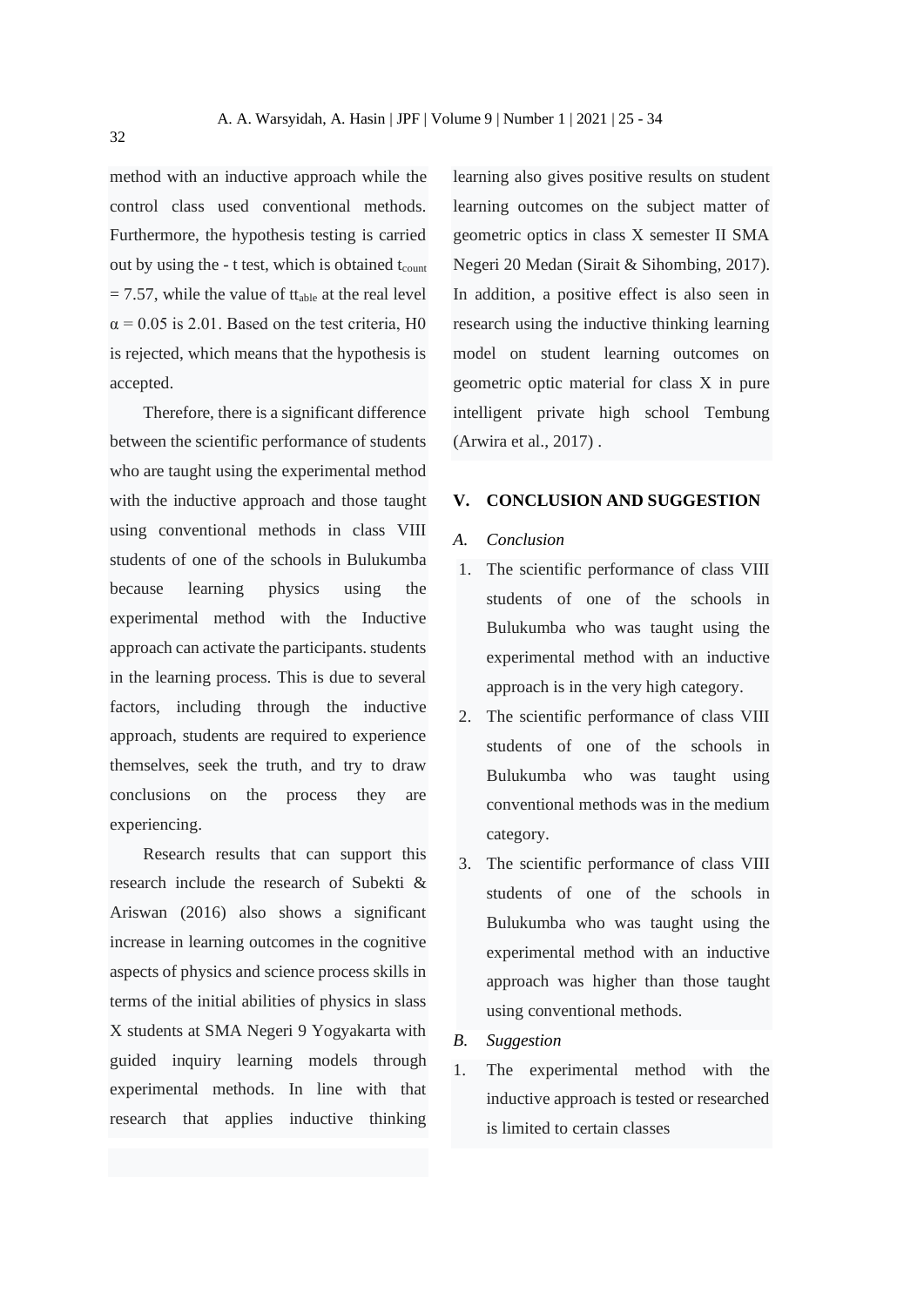method with an inductive approach while the control class used conventional methods. Furthermore, the hypothesis testing is carried out by using the - t test, which is obtained $t_{count}$ = 7.57, while the value of $tt_{able}$ at the real level $\alpha = 0.05$ is 2.01. Based on the test criteria, H0 is rejected, which means that the hypothesis is accepted.

Therefore, there is a significant difference between the scientific performance of students who are taught using the experimental method with the inductive approach and those taught using conventional methods in class VIII students of one of the schools in Bulukumba because learning physics using the experimental method with the Inductive approach can activate the participants. students in the learning process. This is due to several factors, including through the inductive approach, students are required to experience themselves, seek the truth, and try to draw conclusions on the process they are experiencing.

Research results that can support this research include the research of Subekti & Ariswan (2016) also shows a significant increase in learning outcomes in the cognitive aspects of physics and science process skills in terms of the initial abilities of physics in slass X students at SMA Negeri 9 Yogyakarta with guided inquiry learning models through experimental methods. In line with that research that applies inductive thinking learning also gives positive results on student learning outcomes on the subject matter of geometric optics in class X semester II SMA Negeri 20 Medan (Sirait & Sihombing, 2017). In addition, a positive effect is also seen in research using the inductive thinking learning model on student learning outcomes on geometric optic material for class X in pure intelligent private high school Tembung (Arwira et al., 2017) .

## V. CONCLUSION AND SUGGESTION

### *A. Conclusion*

1. The scientific performance of class VIII students of one of the schools in Bulukumba who was taught using the experimental method with an inductive approach is in the very high category.
2. The scientific performance of class VIII students of one of the schools in Bulukumba who was taught using conventional methods was in the medium category.
3. The scientific performance of class VIII students of one of the schools in Bulukumba who was taught using the experimental method with an inductive approach was higher than those taught using conventional methods.

### *B. Suggestion*

1. The experimental method with the inductive approach is tested or researched is limited to certain classes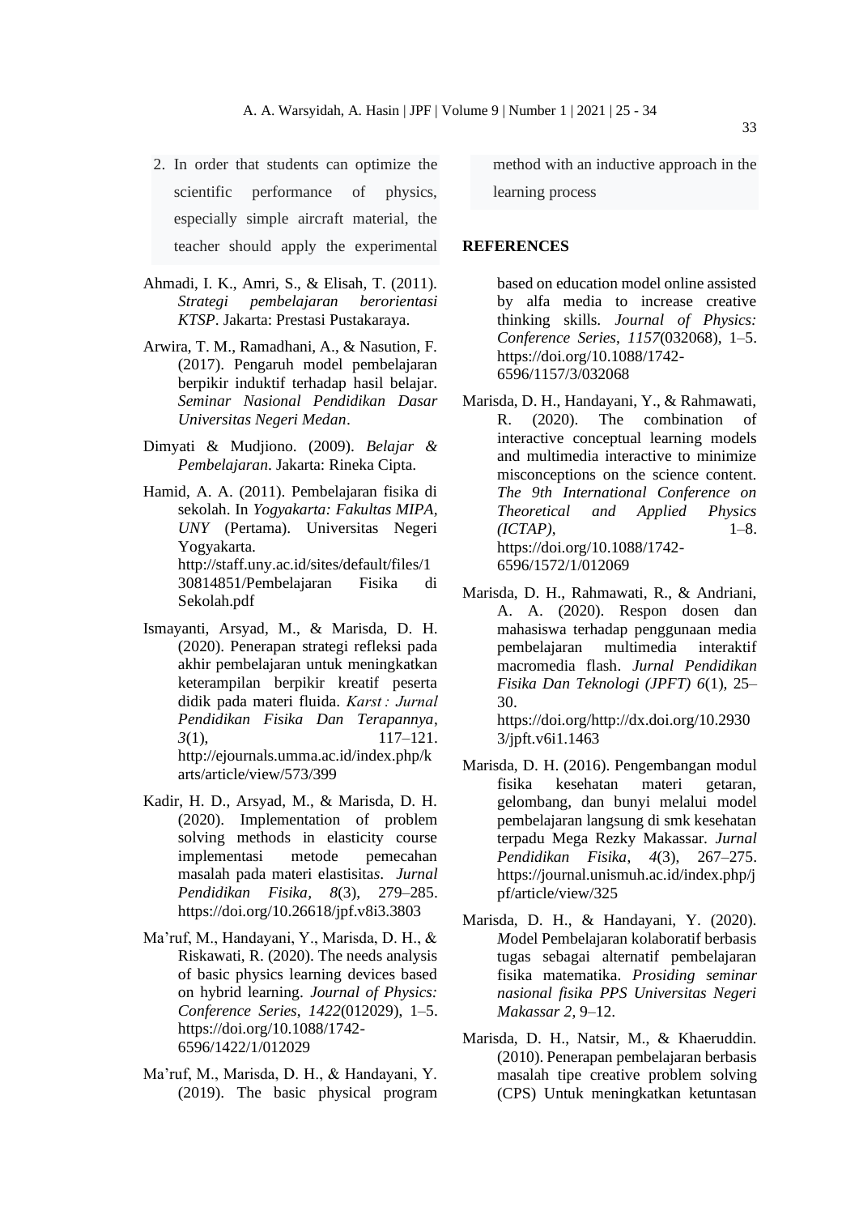2. In order that students can optimize the scientific performance of physics, especially simple aircraft material, the teacher should apply the experimental method with an inductive approach in the learning process

## REFERENCES

Ahmadi, I. K., Amri, S., & Elisah, T. (2011). *Strategi pembelajaran berorientasi KTSP*. Jakarta: Prestasi Pustakaraya.

Arwira, T. M., Ramadhani, A., & Nasution, F. (2017). Pengaruh model pembelajaran berpikir induktif terhadap hasil belajar. *Seminar Nasional Pendidikan Dasar Universitas Negeri Medan*.

Dimyati & Mudjiono. (2009). *Belajar & Pembelajaran*. Jakarta: Rineka Cipta.

Hamid, A. A. (2011). Pembelajaran fisika di sekolah. In *Yogyakarta: Fakultas MIPA, UNY* (Pertama). Universitas Negeri Yogyakarta. http://staff.uny.ac.id/sites/default/files/130814851/Pembelajaran Fisika di Sekolah.pdf

Ismayanti, Arsyad, M., & Marisda, D. H. (2020). Penerapan strategi refleksi pada akhir pembelajaran untuk meningkatkan keterampilan berpikir kreatif peserta didik pada materi fluida. *Karst : Jurnal Pendidikan Fisika Dan Terapannya*, *3*(1), 117–121. http://ejournals.umma.ac.id/index.php/karts/article/view/573/399

Kadir, H. D., Arsyad, M., & Marisda, D. H. (2020). Implementation of problem solving methods in elasticity course implementasi metode pemecahan masalah pada materi elastisitas. *Jurnal Pendidikan Fisika*, *8*(3), 279–285. https://doi.org/10.26618/jpf.v8i3.3803

Ma'ruf, M., Handayani, Y., Marisda, D. H., & Riskawati, R. (2020). The needs analysis of basic physics learning devices based on hybrid learning. *Journal of Physics: Conference Series*, *1422*(012029), 1–5. https://doi.org/10.1088/1742-6596/1422/1/012029

Ma'ruf, M., Marisda, D. H., & Handayani, Y. (2019). The basic physical program based on education model online assisted by alfa media to increase creative thinking skills. *Journal of Physics: Conference Series*, *1157*(032068), 1–5. https://doi.org/10.1088/1742-6596/1157/3/032068

Marisda, D. H., Handayani, Y., & Rahmawati, R. (2020). The combination of interactive conceptual learning models and multimedia interactive to minimize misconceptions on the science content. *The 9th International Conference on Theoretical and Applied Physics (ICTAP)*, 1–8. https://doi.org/10.1088/1742-6596/1572/1/012069

Marisda, D. H., Rahmawati, R., & Andriani, A. A. (2020). Respon dosen dan mahasiswa terhadap penggunaan media pembelajaran multimedia interaktif macromedia flash. *Jurnal Pendidikan Fisika Dan Teknologi (JPFT) 6*(1), 25–30. https://doi.org/http://dx.doi.org/10.29303/jpft.v6i1.1463

Marisda, D. H. (2016). Pengembangan modul fisika kesehatan materi getaran, gelombang, dan bunyi melalui model pembelajaran langsung di smk kesehatan terpadu Mega Rezky Makassar. *Jurnal Pendidikan Fisika*, *4*(3), 267–275. https://journal.unismuh.ac.id/index.php/jpf/article/view/325

Marisda, D. H., & Handayani, Y. (2020). *M*odel Pembelajaran kolaboratif berbasis tugas sebagai alternatif pembelajaran fisika matematika. *Prosiding seminar nasional fisika PPS Universitas Negeri Makassar 2*, 9–12.

Marisda, D. H., Natsir, M., & Khaeruddin. (2010). Penerapan pembelajaran berbasis masalah tipe creative problem solving (CPS) Untuk meningkatkan ketuntasan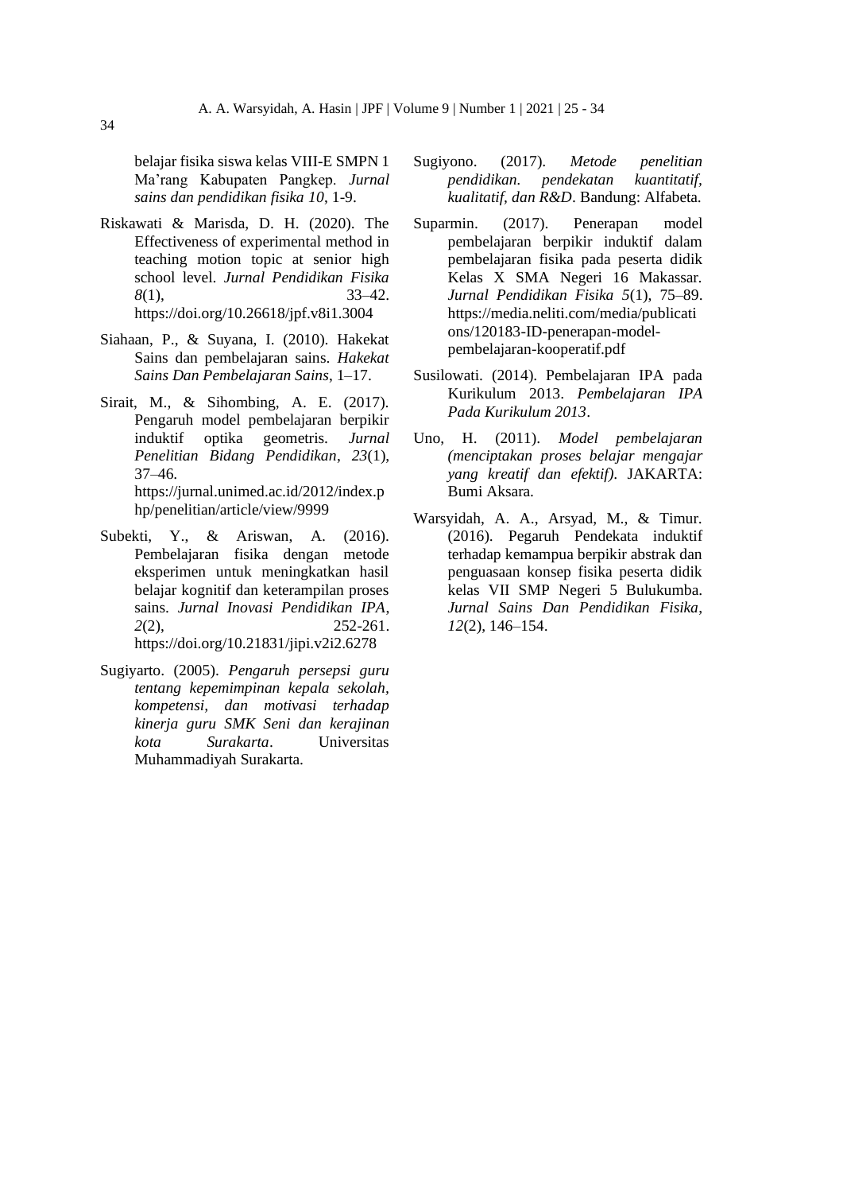belajar fisika siswa kelas VIII-E SMPN 1 Ma'rang Kabupaten Pangkep. *Jurnal sains dan pendidikan fisika 10*, 1-9.

Riskawati & Marisda, D. H. (2020). The Effectiveness of experimental method in teaching motion topic at senior high school level. *Jurnal Pendidikan Fisika 8*(1), 33–42. https://doi.org/10.26618/jpf.v8i1.3004

Siahaan, P., & Suyana, I. (2010). Hakekat Sains dan pembelajaran sains. *Hakekat Sains Dan Pembelajaran Sains*, 1–17.

Sirait, M., & Sihombing, A. E. (2017). Pengaruh model pembelajaran berpikir induktif optika geometris. *Jurnal Penelitian Bidang Pendidikan*, *23*(1), 37–46. https://jurnal.unimed.ac.id/2012/index.php/penelitian/article/view/9999

Subekti, Y., & Ariswan, A. (2016). Pembelajaran fisika dengan metode eksperimen untuk meningkatkan hasil belajar kognitif dan keterampilan proses sains. *Jurnal Inovasi Pendidikan IPA*, *2*(2), 252-261. https://doi.org/10.21831/jipi.v2i2.6278

Sugiyarto. (2005). *Pengaruh persepsi guru tentang kepemimpinan kepala sekolah, kompetensi, dan motivasi terhadap kinerja guru SMK Seni dan kerajinan kota Surakarta*. Universitas Muhammadiyah Surakarta.

Sugiyono. (2017). *Metode penelitian pendidikan. pendekatan kuantitatif, kualitatif, dan R&D*. Bandung: Alfabeta.

Suparmin. (2017). Penerapan model pembelajaran berpikir induktif dalam pembelajaran fisika pada peserta didik Kelas X SMA Negeri 16 Makassar. *Jurnal Pendidikan Fisika 5*(1), 75–89. https://media.neliti.com/media/publications/120183-ID-penerapan-model-pembelajaran-kooperatif.pdf

Susilowati. (2014). Pembelajaran IPA pada Kurikulum 2013. *Pembelajaran IPA Pada Kurikulum 2013*.

Uno, H. (2011). *Model pembelajaran (menciptakan proses belajar mengajar yang kreatif dan efektif)*. JAKARTA: Bumi Aksara.

Warsyidah, A. A., Arsyad, M., & Timur. (2016). Pegaruh Pendekata induktif terhadap kemampua berpikir abstrak dan penguasaan konsep fisika peserta didik kelas VII SMP Negeri 5 Bulukumba. *Jurnal Sains Dan Pendidikan Fisika*, *12*(2), 146–154.